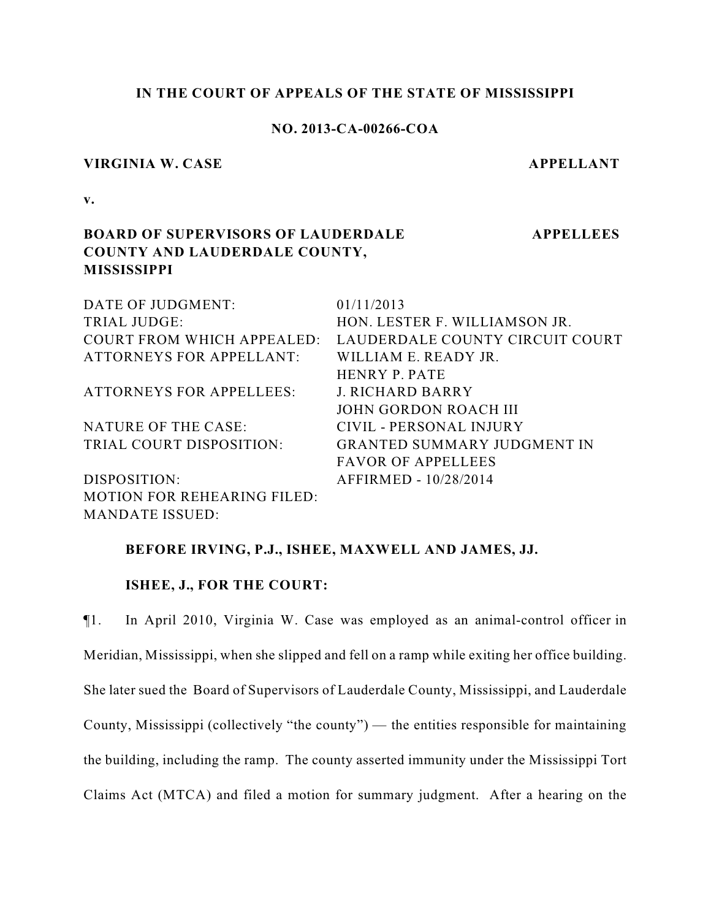**IN THE COURT OF APPEALS OF THE STATE OF MISSISSIPPI**

**NO. 2013-CA-00266-COA**

**VIRGINIA W. CASE** **APPELLANT**

**v.**

**BOARD OF SUPERVISORS OF LAUDERDALE COUNTY AND LAUDERDALE COUNTY, MISSISSIPPI** **APPELLEES**

| | |
|---|---|
| DATE OF JUDGMENT: | 01/11/2013 |
| TRIAL JUDGE: | HON. LESTER F. WILLIAMSON JR. |
| COURT FROM WHICH APPEALED: | LAUDERDALE COUNTY CIRCUIT COURT |
| ATTORNEYS FOR APPELLANT: | WILLIAM E. READY JR.<br>HENRY P. PATE |
| ATTORNEYS FOR APPELLEES: | J. RICHARD BARRY<br>JOHN GORDON ROACH III |
| NATURE OF THE CASE: | CIVIL - PERSONAL INJURY |
| TRIAL COURT DISPOSITION: | GRANTED SUMMARY JUDGMENT IN FAVOR OF APPELLEES |
| DISPOSITION: | AFFIRMED - 10/28/2014 |
| MOTION FOR REHEARING FILED: | |
| MANDATE ISSUED: | |

**BEFORE IRVING, P.J., ISHEE, MAXWELL AND JAMES, JJ.**

**ISHEE, J., FOR THE COURT:**

¶1. In April 2010, Virginia W. Case was employed as an animal-control officer in Meridian, Mississippi, when she slipped and fell on a ramp while exiting her office building. She later sued the Board of Supervisors of Lauderdale County, Mississippi, and Lauderdale County, Mississippi (collectively "the county") — the entities responsible for maintaining the building, including the ramp. The county asserted immunity under the Mississippi Tort Claims Act (MTCA) and filed a motion for summary judgment. After a hearing on the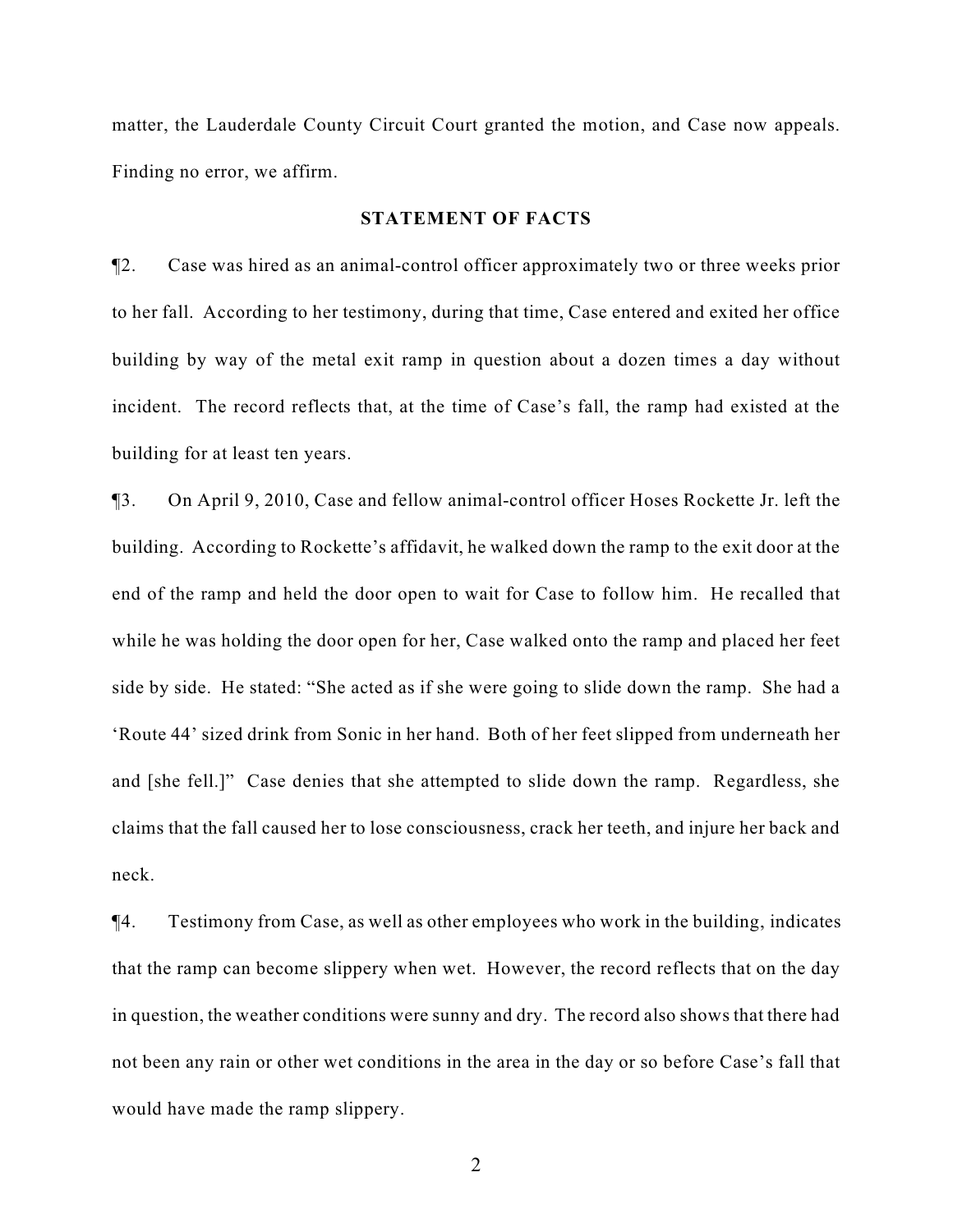matter, the Lauderdale County Circuit Court granted the motion, and Case now appeals. Finding no error, we affirm.

## STATEMENT OF FACTS

¶2. Case was hired as an animal-control officer approximately two or three weeks prior to her fall. According to her testimony, during that time, Case entered and exited her office building by way of the metal exit ramp in question about a dozen times a day without incident. The record reflects that, at the time of Case's fall, the ramp had existed at the building for at least ten years.

¶3. On April 9, 2010, Case and fellow animal-control officer Hoses Rockette Jr. left the building. According to Rockette's affidavit, he walked down the ramp to the exit door at the end of the ramp and held the door open to wait for Case to follow him. He recalled that while he was holding the door open for her, Case walked onto the ramp and placed her feet side by side. He stated: "She acted as if she were going to slide down the ramp. She had a 'Route 44' sized drink from Sonic in her hand. Both of her feet slipped from underneath her and [she fell.]" Case denies that she attempted to slide down the ramp. Regardless, she claims that the fall caused her to lose consciousness, crack her teeth, and injure her back and neck.

¶4. Testimony from Case, as well as other employees who work in the building, indicates that the ramp can become slippery when wet. However, the record reflects that on the day in question, the weather conditions were sunny and dry. The record also shows that there had not been any rain or other wet conditions in the area in the day or so before Case's fall that would have made the ramp slippery.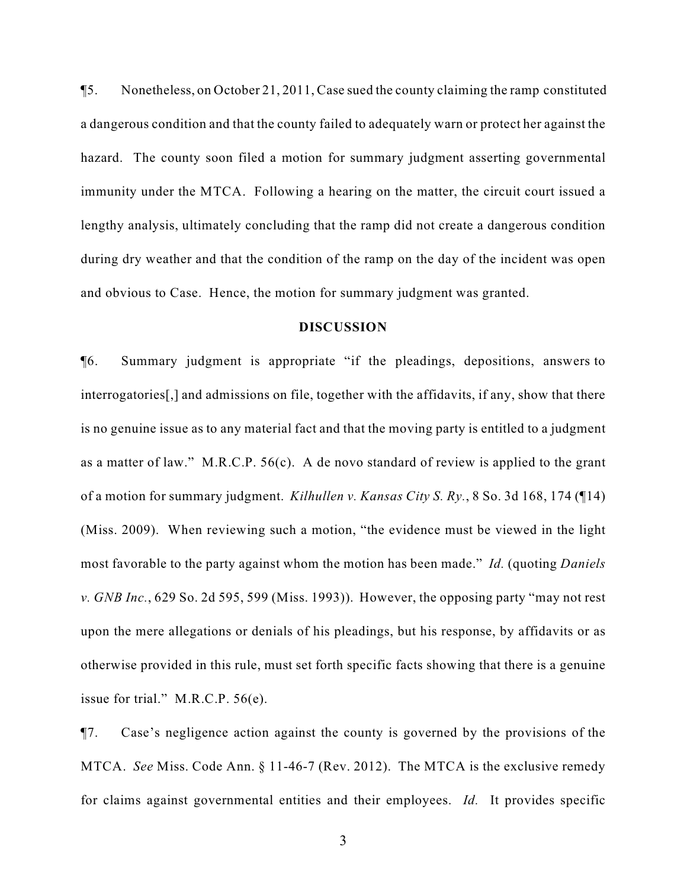¶5. Nonetheless, on October 21, 2011, Case sued the county claiming the ramp constituted a dangerous condition and that the county failed to adequately warn or protect her against the hazard. The county soon filed a motion for summary judgment asserting governmental immunity under the MTCA. Following a hearing on the matter, the circuit court issued a lengthy analysis, ultimately concluding that the ramp did not create a dangerous condition during dry weather and that the condition of the ramp on the day of the incident was open and obvious to Case. Hence, the motion for summary judgment was granted.

**DISCUSSION**

¶6. Summary judgment is appropriate "if the pleadings, depositions, answers to interrogatories[,] and admissions on file, together with the affidavits, if any, show that there is no genuine issue as to any material fact and that the moving party is entitled to a judgment as a matter of law." M.R.C.P. 56(c). A de novo standard of review is applied to the grant of a motion for summary judgment. *Kilhullen v. Kansas City S. Ry.*, 8 So. 3d 168, 174 (¶14) (Miss. 2009). When reviewing such a motion, "the evidence must be viewed in the light most favorable to the party against whom the motion has been made." *Id.* (quoting *Daniels v. GNB Inc.*, 629 So. 2d 595, 599 (Miss. 1993)). However, the opposing party "may not rest upon the mere allegations or denials of his pleadings, but his response, by affidavits or as otherwise provided in this rule, must set forth specific facts showing that there is a genuine issue for trial." M.R.C.P. 56(e).

¶7. Case's negligence action against the county is governed by the provisions of the MTCA. *See* Miss. Code Ann. § 11-46-7 (Rev. 2012). The MTCA is the exclusive remedy for claims against governmental entities and their employees. *Id.* It provides specific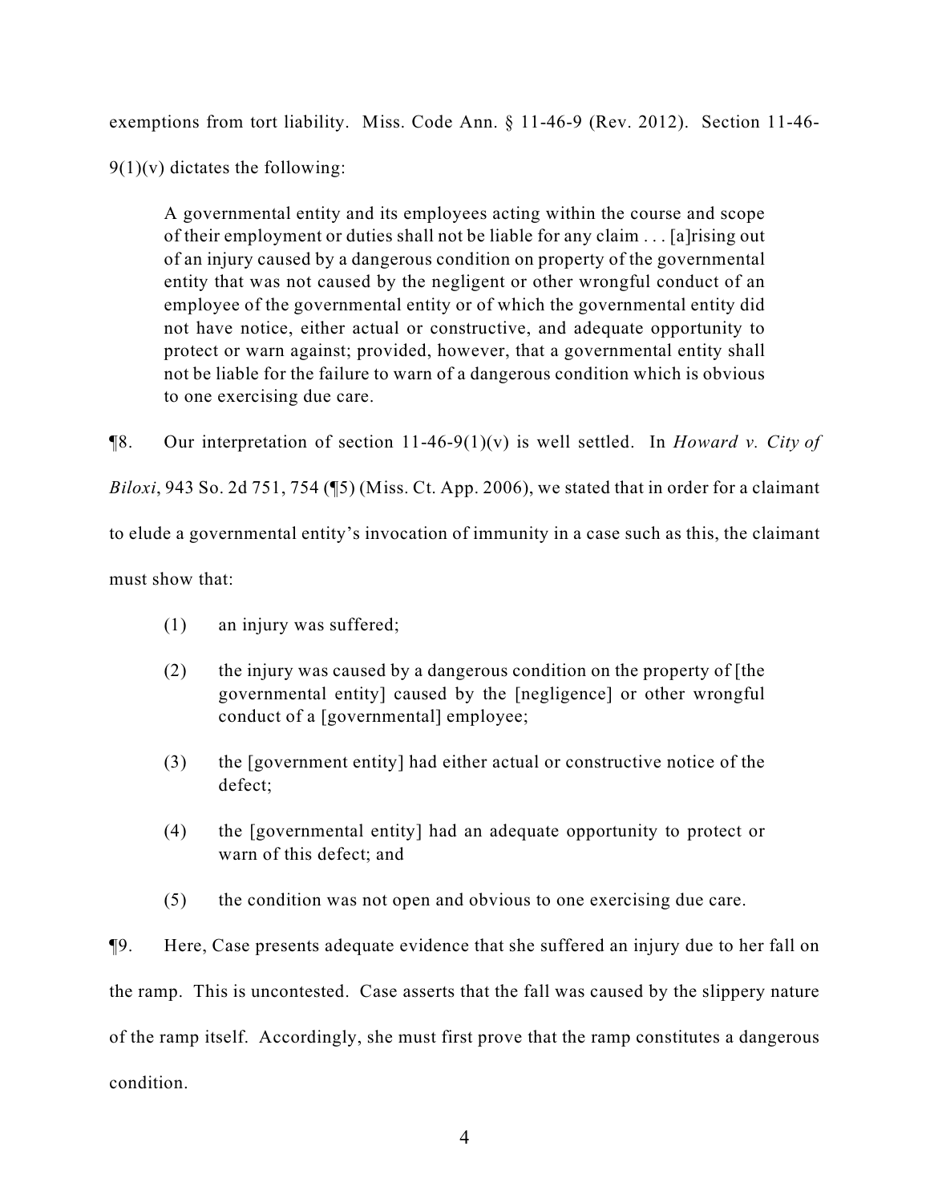exemptions from tort liability. Miss. Code Ann. § 11-46-9 (Rev. 2012). Section 11-46-9(1)(v) dictates the following:

> A governmental entity and its employees acting within the course and scope of their employment or duties shall not be liable for any claim . . . [a]rising out of an injury caused by a dangerous condition on property of the governmental entity that was not caused by the negligent or other wrongful conduct of an employee of the governmental entity or of which the governmental entity did not have notice, either actual or constructive, and adequate opportunity to protect or warn against; provided, however, that a governmental entity shall not be liable for the failure to warn of a dangerous condition which is obvious to one exercising due care.

¶8. Our interpretation of section 11-46-9(1)(v) is well settled. In *Howard v. City of Biloxi*, 943 So. 2d 751, 754 (¶5) (Miss. Ct. App. 2006), we stated that in order for a claimant to elude a governmental entity's invocation of immunity in a case such as this, the claimant must show that:

> (1) an injury was suffered;
>
> (2) the injury was caused by a dangerous condition on the property of [the governmental entity] caused by the [negligence] or other wrongful conduct of a [governmental] employee;
>
> (3) the [government entity] had either actual or constructive notice of the defect;
>
> (4) the [governmental entity] had an adequate opportunity to protect or warn of this defect; and
>
> (5) the condition was not open and obvious to one exercising due care.

¶9. Here, Case presents adequate evidence that she suffered an injury due to her fall on the ramp. This is uncontested. Case asserts that the fall was caused by the slippery nature of the ramp itself. Accordingly, she must first prove that the ramp constitutes a dangerous condition.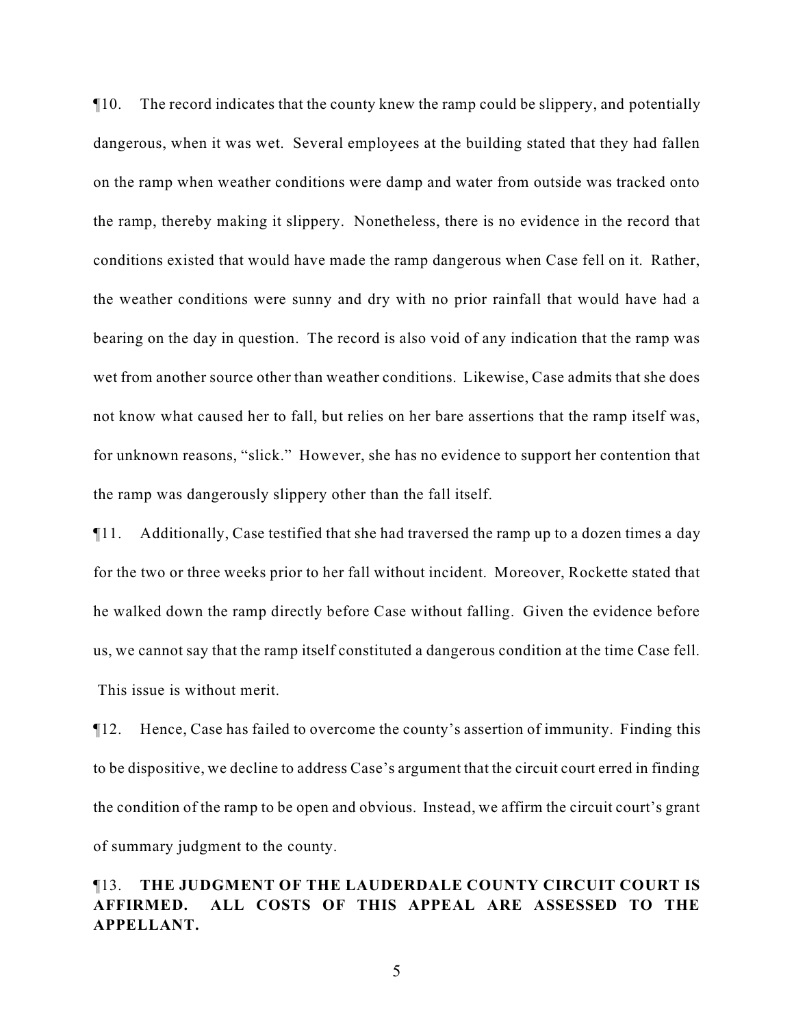¶10. The record indicates that the county knew the ramp could be slippery, and potentially dangerous, when it was wet. Several employees at the building stated that they had fallen on the ramp when weather conditions were damp and water from outside was tracked onto the ramp, thereby making it slippery. Nonetheless, there is no evidence in the record that conditions existed that would have made the ramp dangerous when Case fell on it. Rather, the weather conditions were sunny and dry with no prior rainfall that would have had a bearing on the day in question. The record is also void of any indication that the ramp was wet from another source other than weather conditions. Likewise, Case admits that she does not know what caused her to fall, but relies on her bare assertions that the ramp itself was, for unknown reasons, "slick." However, she has no evidence to support her contention that the ramp was dangerously slippery other than the fall itself.

¶11. Additionally, Case testified that she had traversed the ramp up to a dozen times a day for the two or three weeks prior to her fall without incident. Moreover, Rockette stated that he walked down the ramp directly before Case without falling. Given the evidence before us, we cannot say that the ramp itself constituted a dangerous condition at the time Case fell. This issue is without merit.

¶12. Hence, Case has failed to overcome the county's assertion of immunity. Finding this to be dispositive, we decline to address Case's argument that the circuit court erred in finding the condition of the ramp to be open and obvious. Instead, we affirm the circuit court's grant of summary judgment to the county.

¶13. **THE JUDGMENT OF THE LAUDERDALE COUNTY CIRCUIT COURT IS AFFIRMED. ALL COSTS OF THIS APPEAL ARE ASSESSED TO THE APPELLANT.**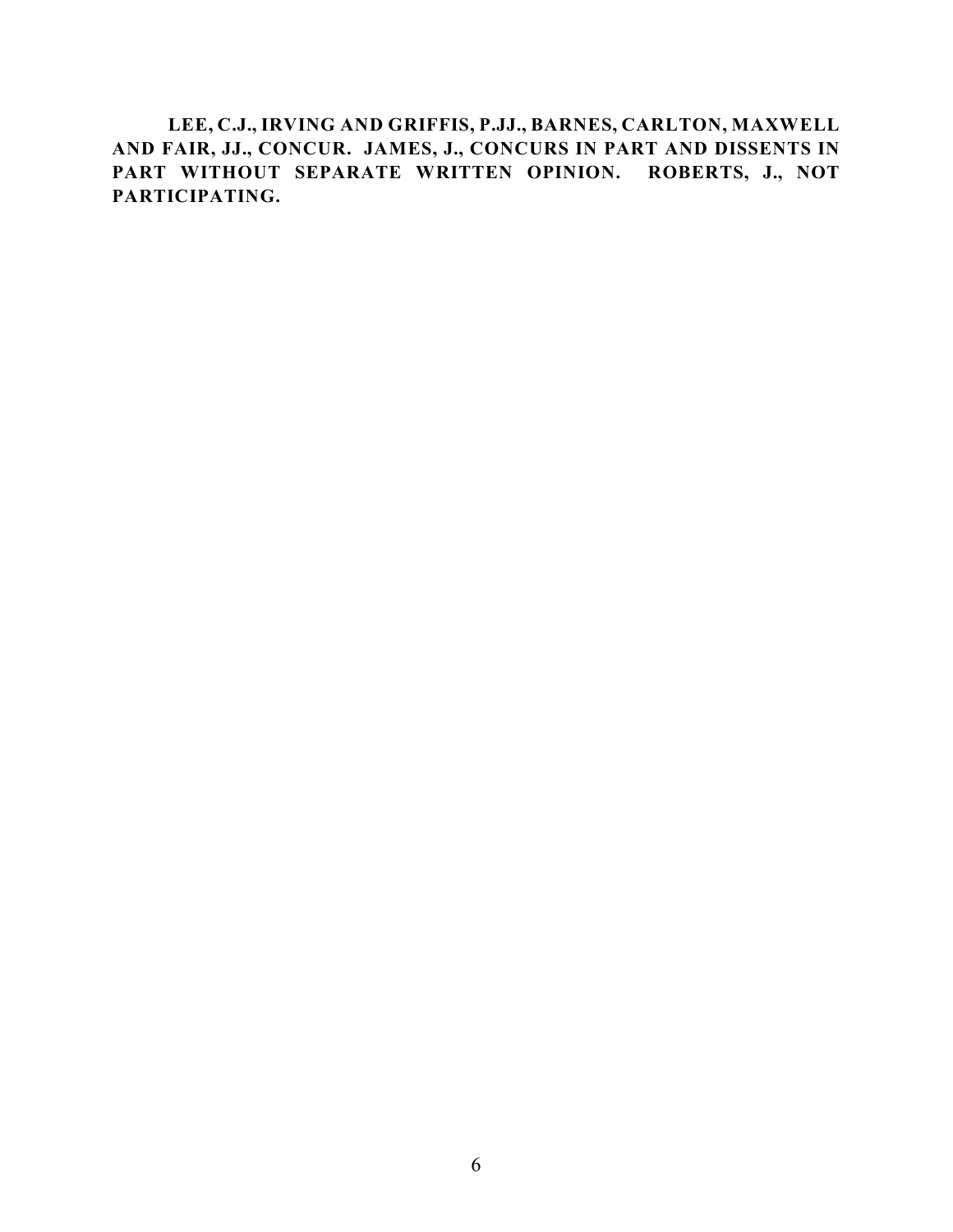**LEE, C.J., IRVING AND GRIFFIS, P.JJ., BARNES, CARLTON, MAXWELL AND FAIR, JJ., CONCUR. JAMES, J., CONCURS IN PART AND DISSENTS IN PART WITHOUT SEPARATE WRITTEN OPINION. ROBERTS, J., NOT PARTICIPATING.**